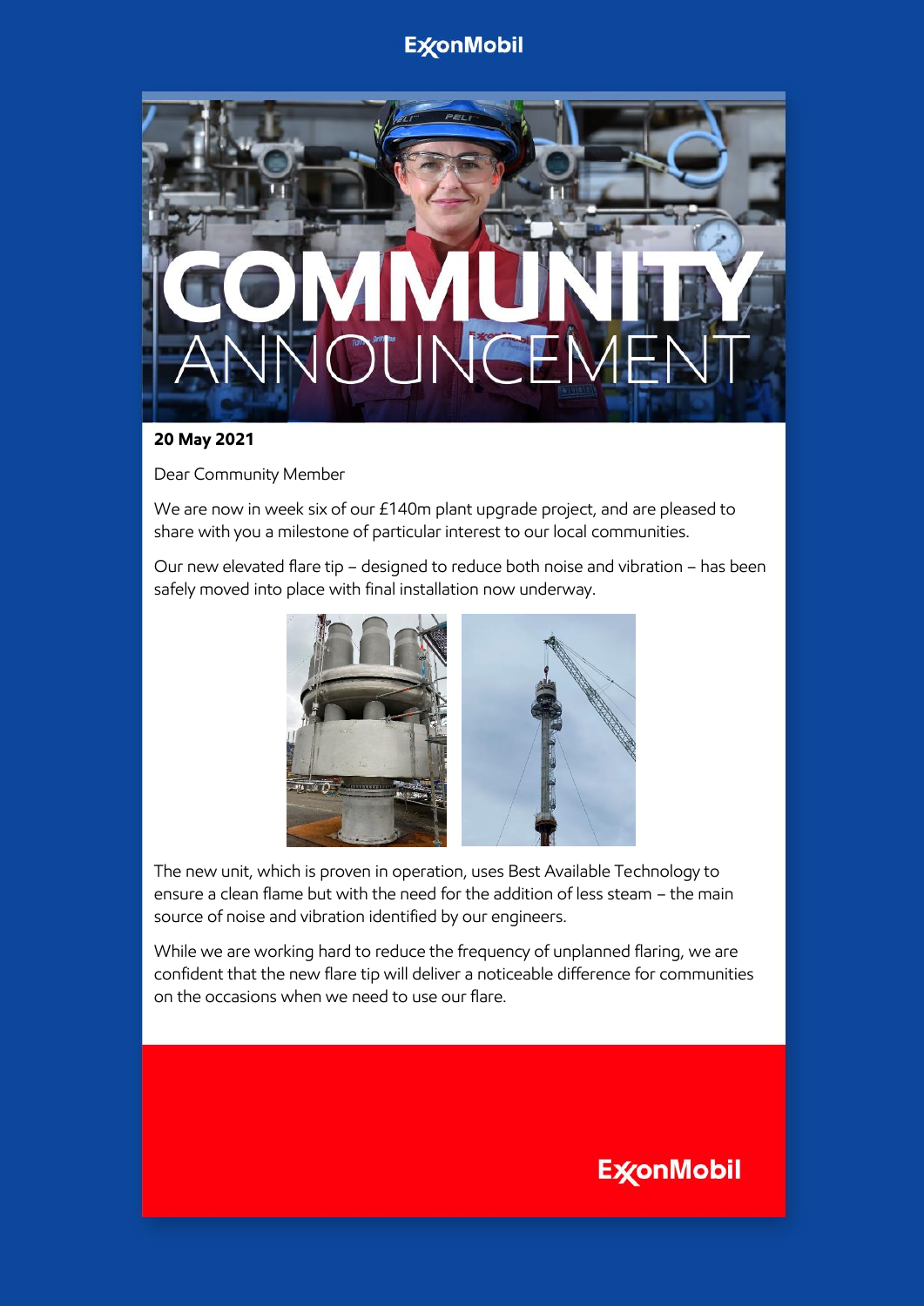# COMMUNITY ANNOUNCEMENT

**20 May 2021**

Dear Community Member

We are now in week six of our £140m plant upgrade project, and are pleased to share with you a milestone of particular interest to our local communities.

Our new elevated flare tip – designed to reduce both noise and vibration – has been safely moved into place with final installation now underway.

The new unit, which is proven in operation, uses Best Available Technology to ensure a clean flame but with the need for the addition of less steam – the main source of noise and vibration identified by our engineers.

While we are working hard to reduce the frequency of unplanned flaring, we are confident that the new flare tip will deliver a noticeable difference for communities on the occasions when we need to use our flare.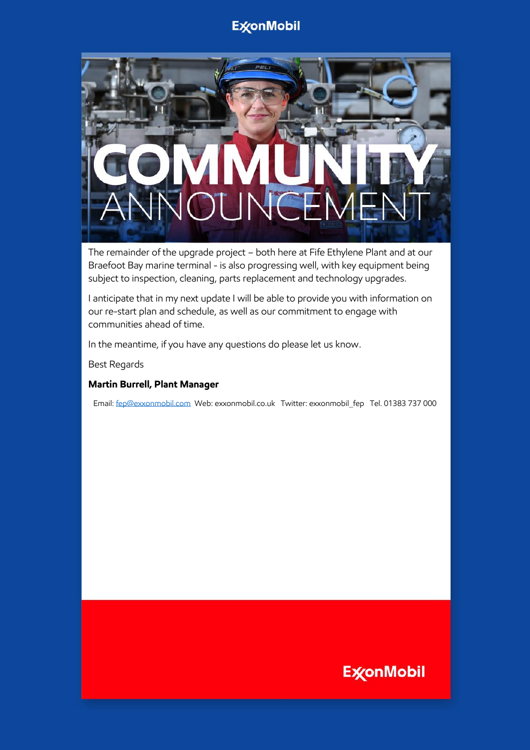# COMMUNITY ANNOUNCEMENT

The remainder of the upgrade project – both here at Fife Ethylene Plant and at our Braefoot Bay marine terminal - is also progressing well, with key equipment being subject to inspection, cleaning, parts replacement and technology upgrades.

I anticipate that in my next update I will be able to provide you with information on our re-start plan and schedule, as well as our commitment to engage with communities ahead of time.

In the meantime, if you have any questions do please let us know.

Best Regards

**Martin Burrell, Plant Manager**

Email: fep@exxonmobil.com Web: exxonmobil.co.uk Twitter: exxonmobil_fep Tel. 01383 737 000

ExxonMobil